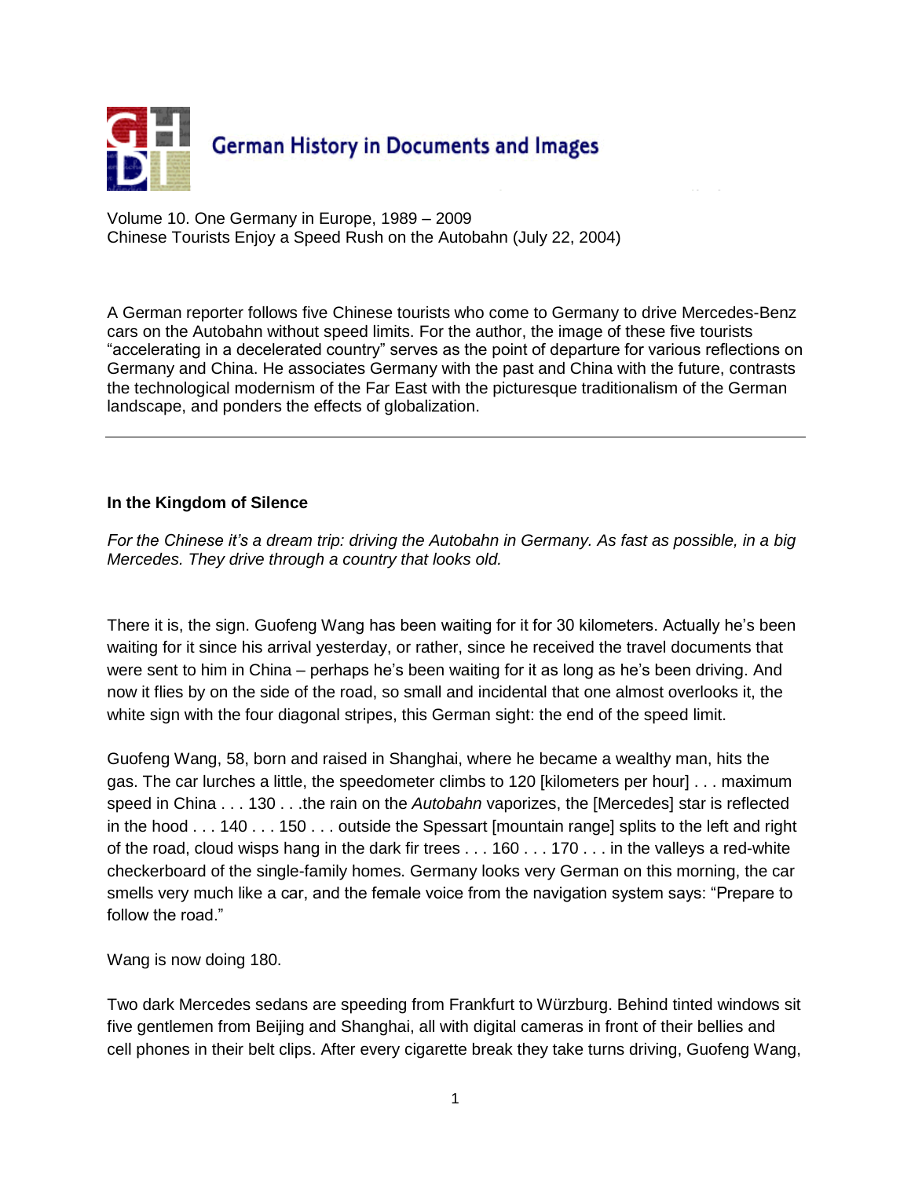German History in Documents and Images

Volume 10. One Germany in Europe, 1989 – 2009
Chinese Tourists Enjoy a Speed Rush on the Autobahn (July 22, 2004)

A German reporter follows five Chinese tourists who come to Germany to drive Mercedes-Benz cars on the Autobahn without speed limits. For the author, the image of these five tourists "accelerating in a decelerated country" serves as the point of departure for various reflections on Germany and China. He associates Germany with the past and China with the future, contrasts the technological modernism of the Far East with the picturesque traditionalism of the German landscape, and ponders the effects of globalization.

---

**In the Kingdom of Silence**

*For the Chinese it's a dream trip: driving the Autobahn in Germany. As fast as possible, in a big Mercedes. They drive through a country that looks old.*

There it is, the sign. Guofeng Wang has been waiting for it for 30 kilometers. Actually he's been waiting for it since his arrival yesterday, or rather, since he received the travel documents that were sent to him in China – perhaps he's been waiting for it as long as he's been driving. And now it flies by on the side of the road, so small and incidental that one almost overlooks it, the white sign with the four diagonal stripes, this German sight: the end of the speed limit.

Guofeng Wang, 58, born and raised in Shanghai, where he became a wealthy man, hits the gas. The car lurches a little, the speedometer climbs to 120 [kilometers per hour] . . . maximum speed in China . . . 130 . . .the rain on the *Autobahn* vaporizes, the [Mercedes] star is reflected in the hood . . . 140 . . . 150 . . . outside the Spessart [mountain range] splits to the left and right of the road, cloud wisps hang in the dark fir trees . . . 160 . . . 170 . . . in the valleys a red-white checkerboard of the single-family homes. Germany looks very German on this morning, the car smells very much like a car, and the female voice from the navigation system says: "Prepare to follow the road."

Wang is now doing 180.

Two dark Mercedes sedans are speeding from Frankfurt to Würzburg. Behind tinted windows sit five gentlemen from Beijing and Shanghai, all with digital cameras in front of their bellies and cell phones in their belt clips. After every cigarette break they take turns driving, Guofeng Wang,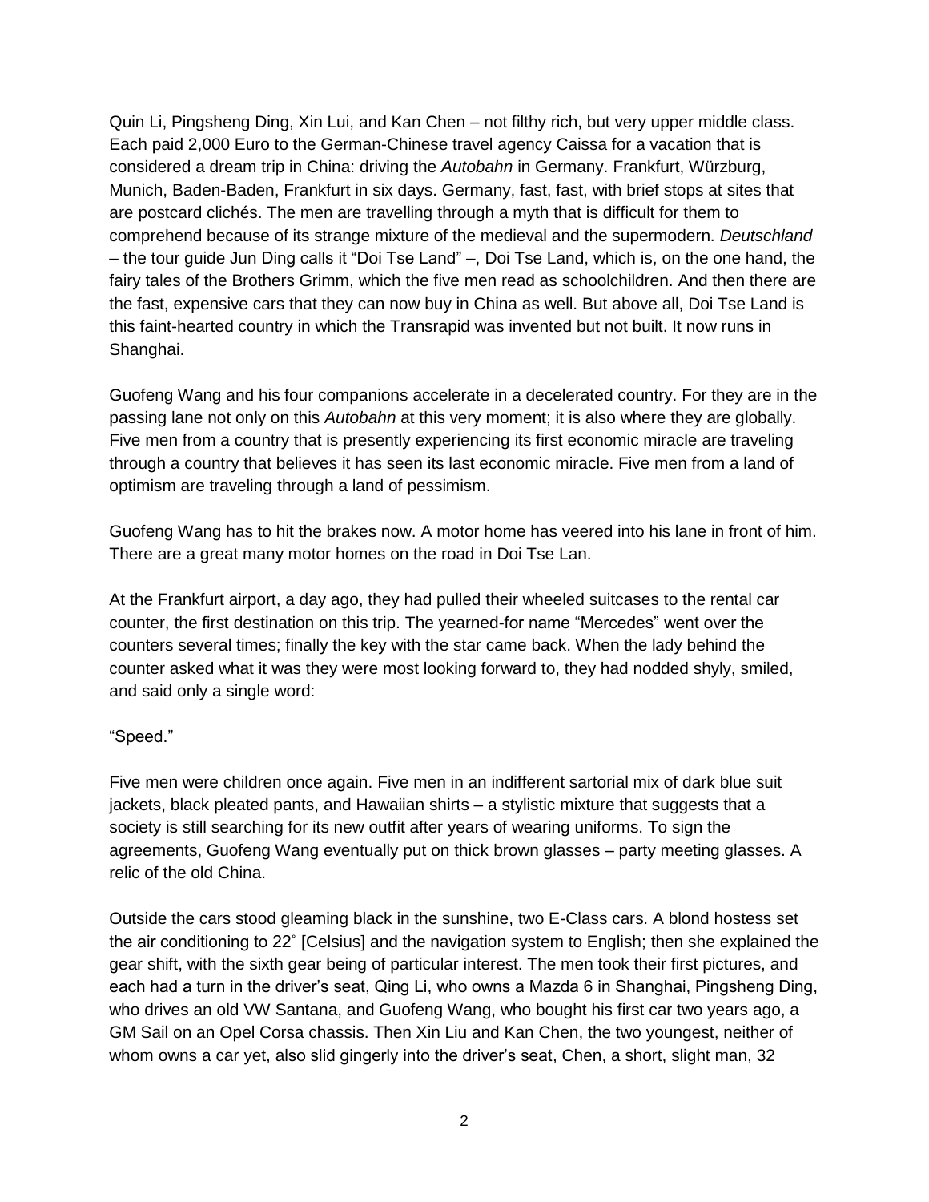Quin Li, Pingsheng Ding, Xin Lui, and Kan Chen – not filthy rich, but very upper middle class. Each paid 2,000 Euro to the German-Chinese travel agency Caissa for a vacation that is considered a dream trip in China: driving the *Autobahn* in Germany. Frankfurt, Würzburg, Munich, Baden-Baden, Frankfurt in six days. Germany, fast, fast, with brief stops at sites that are postcard clichés. The men are travelling through a myth that is difficult for them to comprehend because of its strange mixture of the medieval and the supermodern. *Deutschland* – the tour guide Jun Ding calls it "Doi Tse Land" –, Doi Tse Land, which is, on the one hand, the fairy tales of the Brothers Grimm, which the five men read as schoolchildren. And then there are the fast, expensive cars that they can now buy in China as well. But above all, Doi Tse Land is this faint-hearted country in which the Transrapid was invented but not built. It now runs in Shanghai.

Guofeng Wang and his four companions accelerate in a decelerated country. For they are in the passing lane not only on this *Autobahn* at this very moment; it is also where they are globally. Five men from a country that is presently experiencing its first economic miracle are traveling through a country that believes it has seen its last economic miracle. Five men from a land of optimism are traveling through a land of pessimism.

Guofeng Wang has to hit the brakes now. A motor home has veered into his lane in front of him. There are a great many motor homes on the road in Doi Tse Lan.

At the Frankfurt airport, a day ago, they had pulled their wheeled suitcases to the rental car counter, the first destination on this trip. The yearned-for name "Mercedes" went over the counters several times; finally the key with the star came back. When the lady behind the counter asked what it was they were most looking forward to, they had nodded shyly, smiled, and said only a single word:

"Speed."

Five men were children once again. Five men in an indifferent sartorial mix of dark blue suit jackets, black pleated pants, and Hawaiian shirts – a stylistic mixture that suggests that a society is still searching for its new outfit after years of wearing uniforms. To sign the agreements, Guofeng Wang eventually put on thick brown glasses – party meeting glasses. A relic of the old China.

Outside the cars stood gleaming black in the sunshine, two E-Class cars. A blond hostess set the air conditioning to 22˚ [Celsius] and the navigation system to English; then she explained the gear shift, with the sixth gear being of particular interest. The men took their first pictures, and each had a turn in the driver's seat, Qing Li, who owns a Mazda 6 in Shanghai, Pingsheng Ding, who drives an old VW Santana, and Guofeng Wang, who bought his first car two years ago, a GM Sail on an Opel Corsa chassis. Then Xin Liu and Kan Chen, the two youngest, neither of whom owns a car yet, also slid gingerly into the driver's seat, Chen, a short, slight man, 32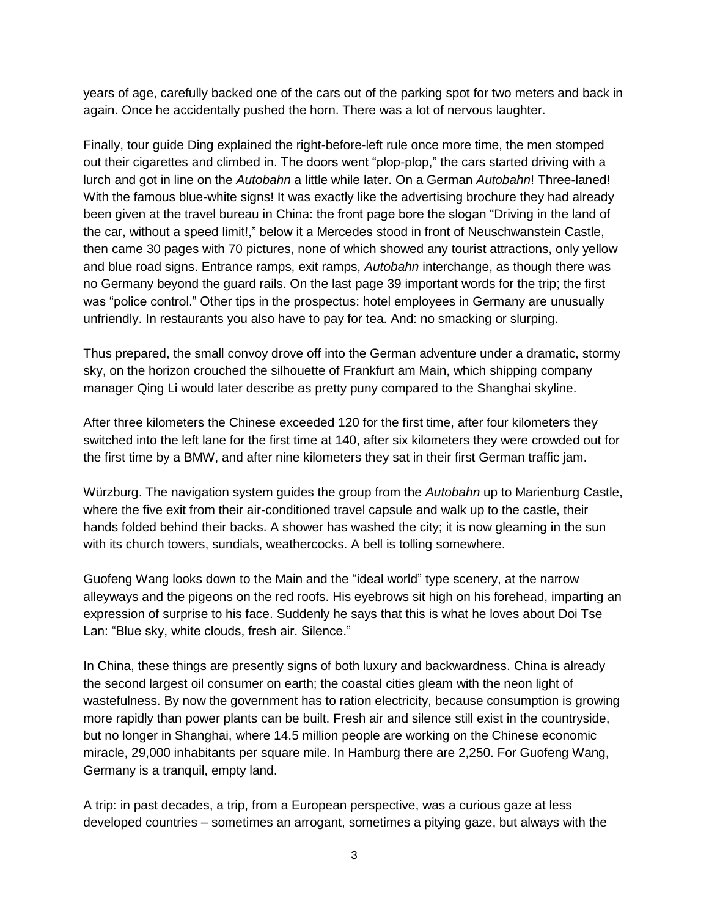years of age, carefully backed one of the cars out of the parking spot for two meters and back in again. Once he accidentally pushed the horn. There was a lot of nervous laughter.

Finally, tour guide Ding explained the right-before-left rule once more time, the men stomped out their cigarettes and climbed in. The doors went "plop-plop," the cars started driving with a lurch and got in line on the *Autobahn* a little while later. On a German *Autobahn*! Three-laned! With the famous blue-white signs! It was exactly like the advertising brochure they had already been given at the travel bureau in China: the front page bore the slogan "Driving in the land of the car, without a speed limit!," below it a Mercedes stood in front of Neuschwanstein Castle, then came 30 pages with 70 pictures, none of which showed any tourist attractions, only yellow and blue road signs. Entrance ramps, exit ramps, *Autobahn* interchange, as though there was no Germany beyond the guard rails. On the last page 39 important words for the trip; the first was "police control." Other tips in the prospectus: hotel employees in Germany are unusually unfriendly. In restaurants you also have to pay for tea. And: no smacking or slurping.

Thus prepared, the small convoy drove off into the German adventure under a dramatic, stormy sky, on the horizon crouched the silhouette of Frankfurt am Main, which shipping company manager Qing Li would later describe as pretty puny compared to the Shanghai skyline.

After three kilometers the Chinese exceeded 120 for the first time, after four kilometers they switched into the left lane for the first time at 140, after six kilometers they were crowded out for the first time by a BMW, and after nine kilometers they sat in their first German traffic jam.

Würzburg. The navigation system guides the group from the *Autobahn* up to Marienburg Castle, where the five exit from their air-conditioned travel capsule and walk up to the castle, their hands folded behind their backs. A shower has washed the city; it is now gleaming in the sun with its church towers, sundials, weathercocks. A bell is tolling somewhere.

Guofeng Wang looks down to the Main and the "ideal world" type scenery, at the narrow alleyways and the pigeons on the red roofs. His eyebrows sit high on his forehead, imparting an expression of surprise to his face. Suddenly he says that this is what he loves about Doi Tse Lan: "Blue sky, white clouds, fresh air. Silence."

In China, these things are presently signs of both luxury and backwardness. China is already the second largest oil consumer on earth; the coastal cities gleam with the neon light of wastefulness. By now the government has to ration electricity, because consumption is growing more rapidly than power plants can be built. Fresh air and silence still exist in the countryside, but no longer in Shanghai, where 14.5 million people are working on the Chinese economic miracle, 29,000 inhabitants per square mile. In Hamburg there are 2,250. For Guofeng Wang, Germany is a tranquil, empty land.

A trip: in past decades, a trip, from a European perspective, was a curious gaze at less developed countries – sometimes an arrogant, sometimes a pitying gaze, but always with the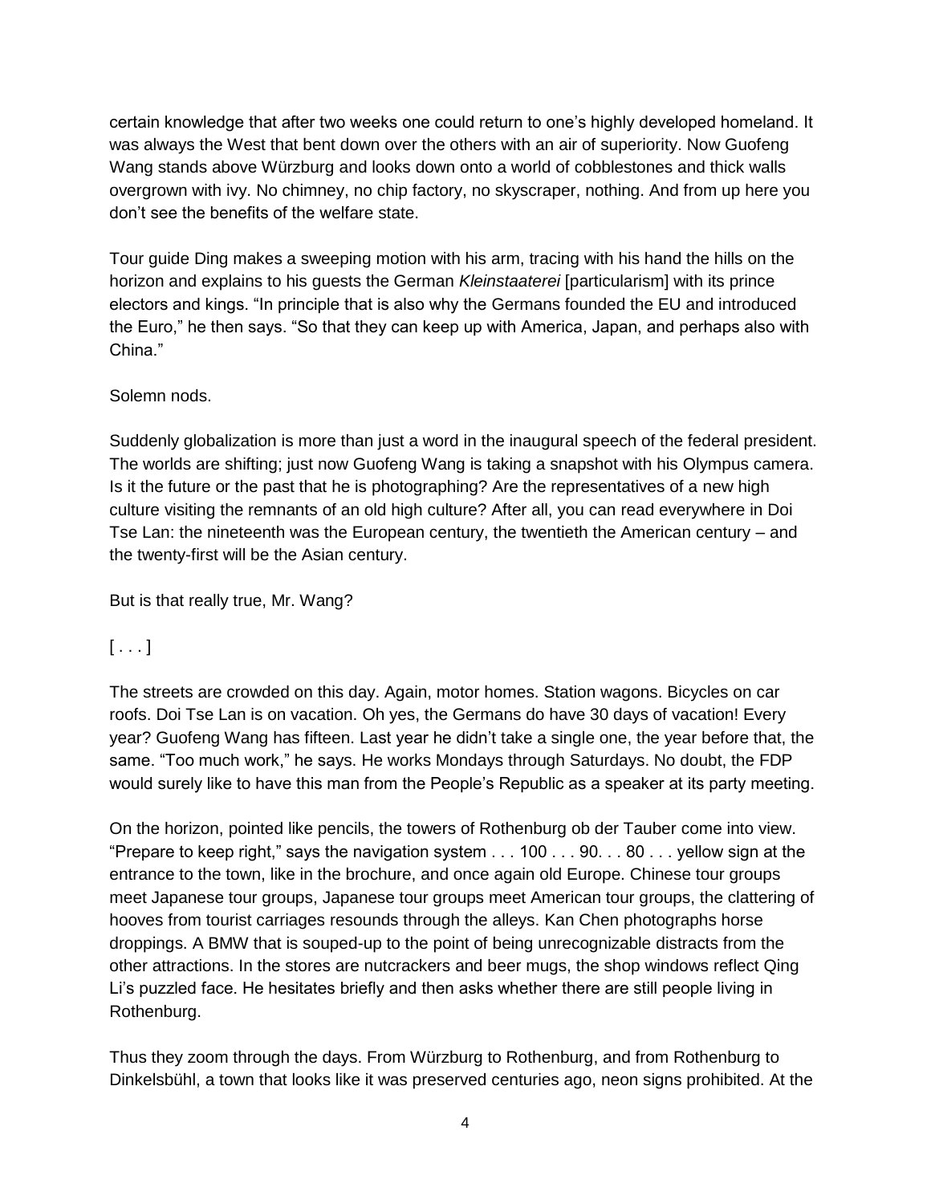certain knowledge that after two weeks one could return to one's highly developed homeland. It was always the West that bent down over the others with an air of superiority. Now Guofeng Wang stands above Würzburg and looks down onto a world of cobblestones and thick walls overgrown with ivy. No chimney, no chip factory, no skyscraper, nothing. And from up here you don't see the benefits of the welfare state.

Tour guide Ding makes a sweeping motion with his arm, tracing with his hand the hills on the horizon and explains to his guests the German *Kleinstaaterei* [particularism] with its prince electors and kings. "In principle that is also why the Germans founded the EU and introduced the Euro," he then says. "So that they can keep up with America, Japan, and perhaps also with China."

Solemn nods.

Suddenly globalization is more than just a word in the inaugural speech of the federal president. The worlds are shifting; just now Guofeng Wang is taking a snapshot with his Olympus camera. Is it the future or the past that he is photographing? Are the representatives of a new high culture visiting the remnants of an old high culture? After all, you can read everywhere in Doi Tse Lan: the nineteenth was the European century, the twentieth the American century – and the twenty-first will be the Asian century.

But is that really true, Mr. Wang?

[ . . . ]

The streets are crowded on this day. Again, motor homes. Station wagons. Bicycles on car roofs. Doi Tse Lan is on vacation. Oh yes, the Germans do have 30 days of vacation! Every year? Guofeng Wang has fifteen. Last year he didn't take a single one, the year before that, the same. "Too much work," he says. He works Mondays through Saturdays. No doubt, the FDP would surely like to have this man from the People's Republic as a speaker at its party meeting.

On the horizon, pointed like pencils, the towers of Rothenburg ob der Tauber come into view. "Prepare to keep right," says the navigation system . . . 100 . . . 90. . . 80 . . . yellow sign at the entrance to the town, like in the brochure, and once again old Europe. Chinese tour groups meet Japanese tour groups, Japanese tour groups meet American tour groups, the clattering of hooves from tourist carriages resounds through the alleys. Kan Chen photographs horse droppings. A BMW that is souped-up to the point of being unrecognizable distracts from the other attractions. In the stores are nutcrackers and beer mugs, the shop windows reflect Qing Li's puzzled face. He hesitates briefly and then asks whether there are still people living in Rothenburg.

Thus they zoom through the days. From Würzburg to Rothenburg, and from Rothenburg to Dinkelsbühl, a town that looks like it was preserved centuries ago, neon signs prohibited. At the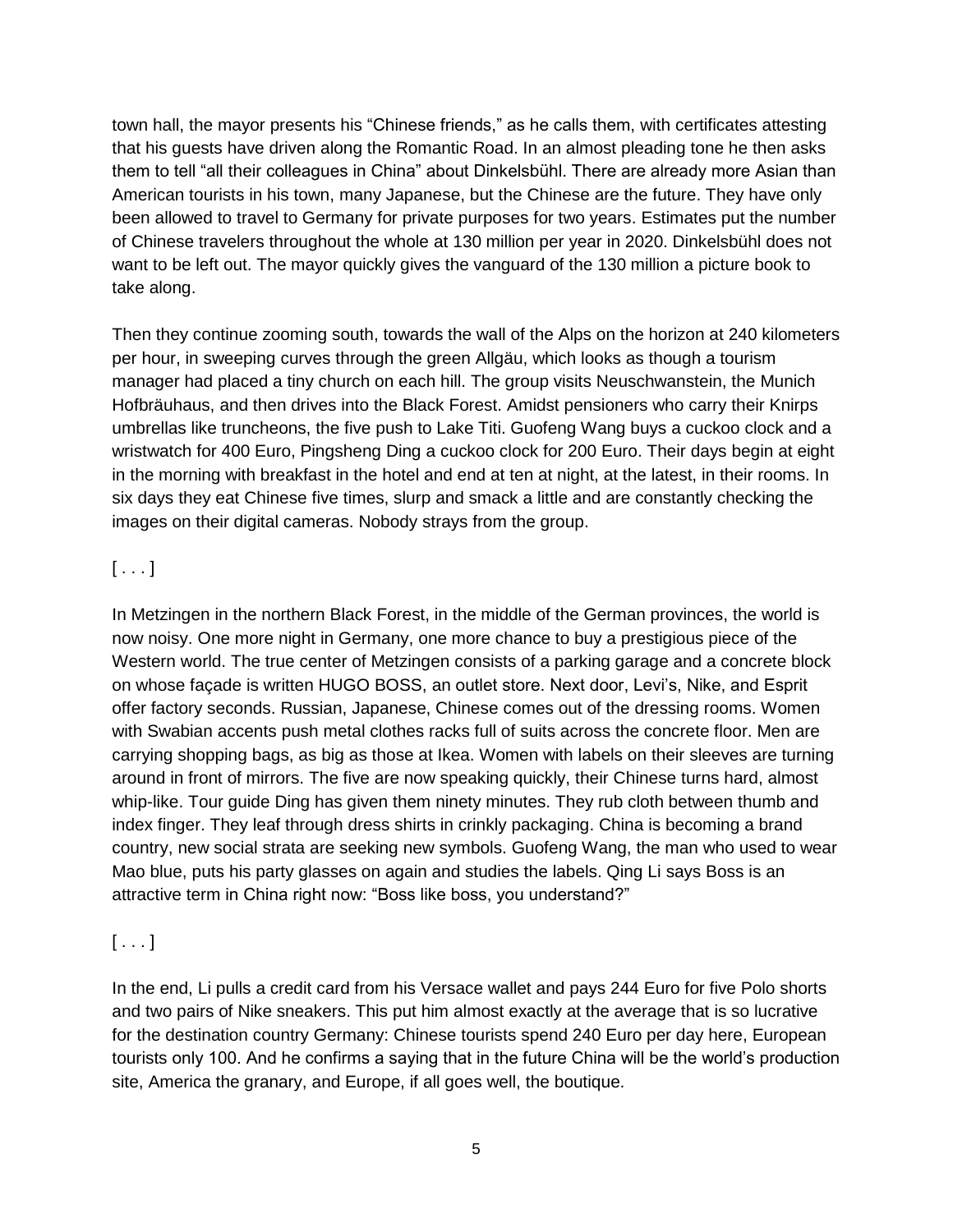town hall, the mayor presents his "Chinese friends," as he calls them, with certificates attesting that his guests have driven along the Romantic Road. In an almost pleading tone he then asks them to tell "all their colleagues in China" about Dinkelsbühl. There are already more Asian than American tourists in his town, many Japanese, but the Chinese are the future. They have only been allowed to travel to Germany for private purposes for two years. Estimates put the number of Chinese travelers throughout the whole at 130 million per year in 2020. Dinkelsbühl does not want to be left out. The mayor quickly gives the vanguard of the 130 million a picture book to take along.

Then they continue zooming south, towards the wall of the Alps on the horizon at 240 kilometers per hour, in sweeping curves through the green Allgäu, which looks as though a tourism manager had placed a tiny church on each hill. The group visits Neuschwanstein, the Munich Hofbräuhaus, and then drives into the Black Forest. Amidst pensioners who carry their Knirps umbrellas like truncheons, the five push to Lake Titi. Guofeng Wang buys a cuckoo clock and a wristwatch for 400 Euro, Pingsheng Ding a cuckoo clock for 200 Euro. Their days begin at eight in the morning with breakfast in the hotel and end at ten at night, at the latest, in their rooms. In six days they eat Chinese five times, slurp and smack a little and are constantly checking the images on their digital cameras. Nobody strays from the group.

[ . . . ]

In Metzingen in the northern Black Forest, in the middle of the German provinces, the world is now noisy. One more night in Germany, one more chance to buy a prestigious piece of the Western world. The true center of Metzingen consists of a parking garage and a concrete block on whose façade is written HUGO BOSS, an outlet store. Next door, Levi's, Nike, and Esprit offer factory seconds. Russian, Japanese, Chinese comes out of the dressing rooms. Women with Swabian accents push metal clothes racks full of suits across the concrete floor. Men are carrying shopping bags, as big as those at Ikea. Women with labels on their sleeves are turning around in front of mirrors. The five are now speaking quickly, their Chinese turns hard, almost whip-like. Tour guide Ding has given them ninety minutes. They rub cloth between thumb and index finger. They leaf through dress shirts in crinkly packaging. China is becoming a brand country, new social strata are seeking new symbols. Guofeng Wang, the man who used to wear Mao blue, puts his party glasses on again and studies the labels. Qing Li says Boss is an attractive term in China right now: "Boss like boss, you understand?"

[ . . . ]

In the end, Li pulls a credit card from his Versace wallet and pays 244 Euro for five Polo shorts and two pairs of Nike sneakers. This put him almost exactly at the average that is so lucrative for the destination country Germany: Chinese tourists spend 240 Euro per day here, European tourists only 100. And he confirms a saying that in the future China will be the world's production site, America the granary, and Europe, if all goes well, the boutique.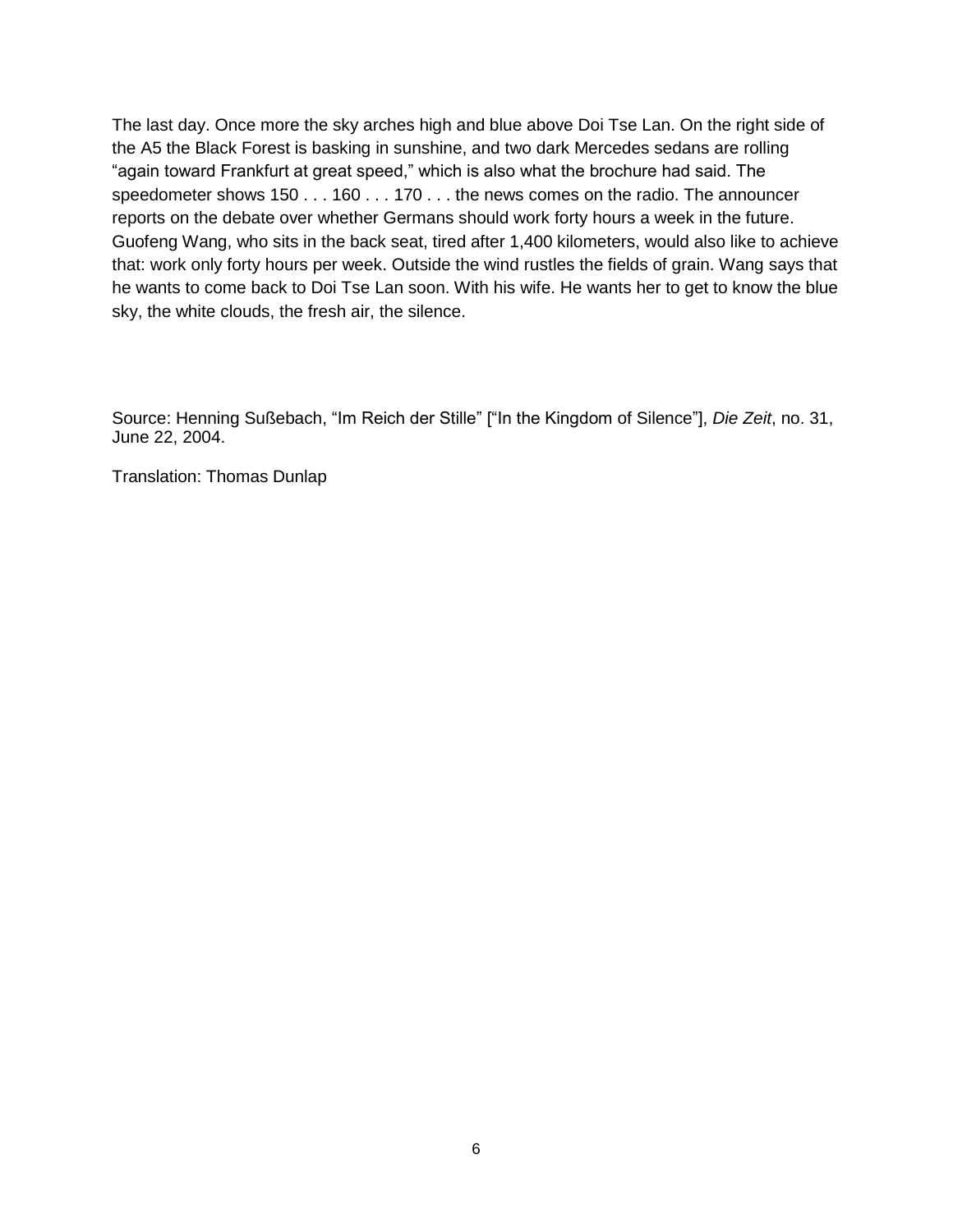The last day. Once more the sky arches high and blue above Doi Tse Lan. On the right side of the A5 the Black Forest is basking in sunshine, and two dark Mercedes sedans are rolling "again toward Frankfurt at great speed," which is also what the brochure had said. The speedometer shows 150 . . . 160 . . . 170 . . . the news comes on the radio. The announcer reports on the debate over whether Germans should work forty hours a week in the future. Guofeng Wang, who sits in the back seat, tired after 1,400 kilometers, would also like to achieve that: work only forty hours per week. Outside the wind rustles the fields of grain. Wang says that he wants to come back to Doi Tse Lan soon. With his wife. He wants her to get to know the blue sky, the white clouds, the fresh air, the silence.

Source: Henning Sußebach, "Im Reich der Stille" ["In the Kingdom of Silence"], *Die Zeit*, no. 31, June 22, 2004.

Translation: Thomas Dunlap